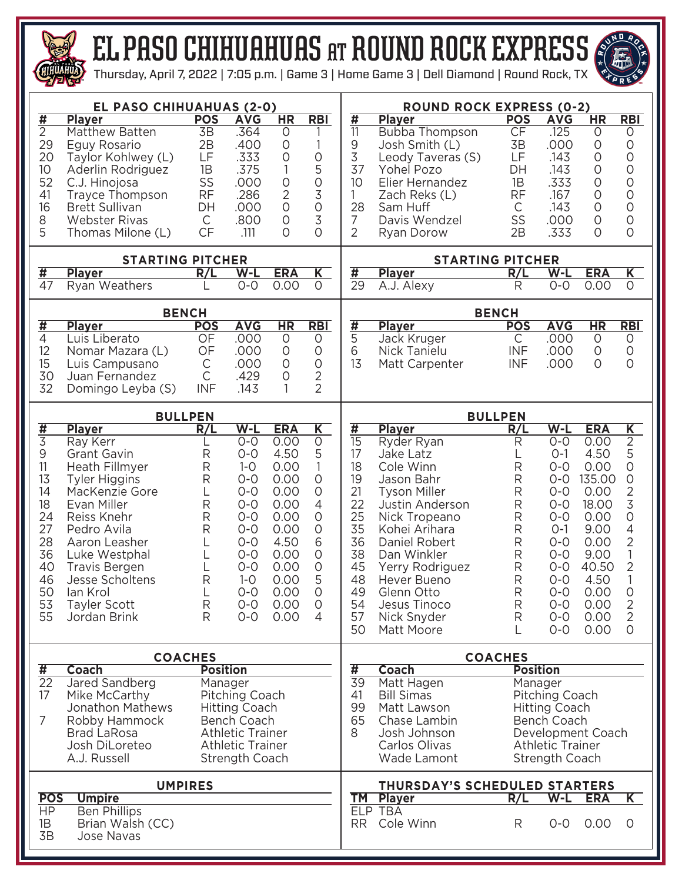# EL PASO CHIHUAHUAS AT ROUND ROCK EXPRESS

Thursday, April 7, 2022 | 7:05 p.m. | Game 3 | Home Game 3 | Dell Diamond | Round Rock, TX

## EL PASO CHIHUAHUAS (2-0)

| # | Player | POS | AVG | HR | RBI |
|---|---|---|---|---|---|
| 2 | Matthew Batten | 3B | .364 | 0 | 1 |
| 29 | Eguy Rosario | 2B | .400 | 0 | 1 |
| 20 | Taylor Kohlwey (L) | LF | .333 | 0 | 0 |
| 10 | Aderlin Rodriguez | 1B | .375 | 1 | 5 |
| 52 | C.J. Hinojosa | SS | .000 | 0 | 0 |
| 41 | Trayce Thompson | RF | .286 | 2 | 3 |
| 16 | Brett Sullivan | DH | .000 | 0 | 0 |
| 8 | Webster Rivas | C | .800 | 0 | 3 |
| 5 | Thomas Milone (L) | CF | .111 | 0 | 0 |

### STARTING PITCHER

| # | Player | R/L | W-L | ERA | K |
|---|---|---|---|---|---|
| 47 | Ryan Weathers | L | 0-0 | 0.00 | 0 |

### BENCH

| # | Player | POS | AVG | HR | RBI |
|---|---|---|---|---|---|
| 4 | Luis Liberato | OF | .000 | 0 | 0 |
| 12 | Nomar Mazara (L) | OF | .000 | 0 | 0 |
| 15 | Luis Campusano | C | .000 | 0 | 0 |
| 30 | Juan Fernandez | C | .429 | 0 | 2 |
| 32 | Domingo Leyba (S) | INF | .143 | 1 | 2 |

### BULLPEN

| # | Player | R/L | W-L | ERA | K |
|---|---|---|---|---|---|
| 3 | Ray Kerr | L | 0-0 | 0.00 | 0 |
| 9 | Grant Gavin | R | 0-0 | 4.50 | 5 |
| 11 | Heath Fillmyer | R | 1-0 | 0.00 | 1 |
| 13 | Tyler Higgins | R | 0-0 | 0.00 | 0 |
| 14 | MacKenzie Gore | L | 0-0 | 0.00 | 0 |
| 18 | Evan Miller | R | 0-0 | 0.00 | 4 |
| 24 | Reiss Knehr | R | 0-0 | 0.00 | 0 |
| 27 | Pedro Avila | R | 0-0 | 0.00 | 0 |
| 28 | Aaron Leasher | L | 0-0 | 4.50 | 6 |
| 36 | Luke Westphal | L | 0-0 | 0.00 | 0 |
| 40 | Travis Bergen | L | 0-0 | 0.00 | 0 |
| 46 | Jesse Scholtens | R | 1-0 | 0.00 | 5 |
| 50 | Ian Krol | L | 0-0 | 0.00 | 0 |
| 53 | Tayler Scott | R | 0-0 | 0.00 | 0 |
| 55 | Jordan Brink | R | 0-0 | 0.00 | 4 |

### COACHES

| # | Coach | Position |
|---|---|---|
| 22 | Jared Sandberg | Manager |
| 17 | Mike McCarthy | Pitching Coach |
| | Jonathon Mathews | Hitting Coach |
| 7 | Robby Hammock | Bench Coach |
| | Brad LaRosa | Athletic Trainer |
| | Josh DiLoreteo | Athletic Trainer |
| | A.J. Russell | Strength Coach |

### UMPIRES

| POS | Umpire |
|---|---|
| HP | Ben Phillips |
| 1B | Brian Walsh (CC) |
| 3B | Jose Navas |

## ROUND ROCK EXPRESS (0-2)

| # | Player | POS | AVG | HR | RBI |
|---|---|---|---|---|---|
| 11 | Bubba Thompson | CF | .125 | 0 | 0 |
| 9 | Josh Smith (L) | 3B | .000 | 0 | 0 |
| 3 | Leody Taveras (S) | LF | .143 | 0 | 0 |
| 37 | Yohel Pozo | DH | .143 | 0 | 0 |
| 10 | Elier Hernandez | 1B | .333 | 0 | 0 |
| 1 | Zach Reks (L) | RF | .167 | 0 | 0 |
| 28 | Sam Huff | C | .143 | 0 | 0 |
| 7 | Davis Wendzel | SS | .000 | 0 | 0 |
| 2 | Ryan Dorow | 2B | .333 | 0 | 0 |

### STARTING PITCHER

| # | Player | R/L | W-L | ERA | K |
|---|---|---|---|---|---|
| 29 | A.J. Alexy | R | 0-0 | 0.00 | 0 |

### BENCH

| # | Player | POS | AVG | HR | RBI |
|---|---|---|---|---|---|
| 5 | Jack Kruger | C | .000 | 0 | 0 |
| 6 | Nick Tanielu | INF | .000 | 0 | 0 |
| 13 | Matt Carpenter | INF | .000 | 0 | 0 |

### BULLPEN

| # | Player | R/L | W-L | ERA | K |
|---|---|---|---|---|---|
| 15 | Ryder Ryan | R | 0-0 | 0.00 | 2 |
| 17 | Jake Latz | L | 0-1 | 4.50 | 5 |
| 18 | Cole Winn | R | 0-0 | 0.00 | 0 |
| 19 | Jason Bahr | R | 0-0 | 135.00 | 0 |
| 21 | Tyson Miller | R | 0-0 | 0.00 | 2 |
| 22 | Justin Anderson | R | 0-0 | 18.00 | 3 |
| 25 | Nick Tropeano | R | 0-0 | 0.00 | 0 |
| 35 | Kohei Arihara | R | 0-1 | 9.00 | 4 |
| 36 | Daniel Robert | R | 0-0 | 0.00 | 2 |
| 38 | Dan Winkler | R | 0-0 | 9.00 | 1 |
| 45 | Yerry Rodriguez | R | 0-0 | 40.50 | 2 |
| 48 | Hever Bueno | R | 0-0 | 4.50 | 1 |
| 49 | Glenn Otto | R | 0-0 | 0.00 | 0 |
| 54 | Jesus Tinoco | R | 0-0 | 0.00 | 2 |
| 57 | Nick Snyder | R | 0-0 | 0.00 | 2 |
| 50 | Matt Moore | L | 0-0 | 0.00 | 0 |

### COACHES

| # | Coach | Position |
|---|---|---|
| 39 | Matt Hagen | Manager |
| 41 | Bill Simas | Pitching Coach |
| 99 | Matt Lawson | Hitting Coach |
| 65 | Chase Lambin | Bench Coach |
| 8 | Josh Johnson | Development Coach |
| | Carlos Olivas | Athletic Trainer |
| | Wade Lamont | Strength Coach |

### THURSDAY'S SCHEDULED STARTERS

| TM | Player | R/L | W-L | ERA | K |
|---|---|---|---|---|---|
| ELP | TBA | | | | |
| RR | Cole Winn | R | 0-0 | 0.00 | 0 |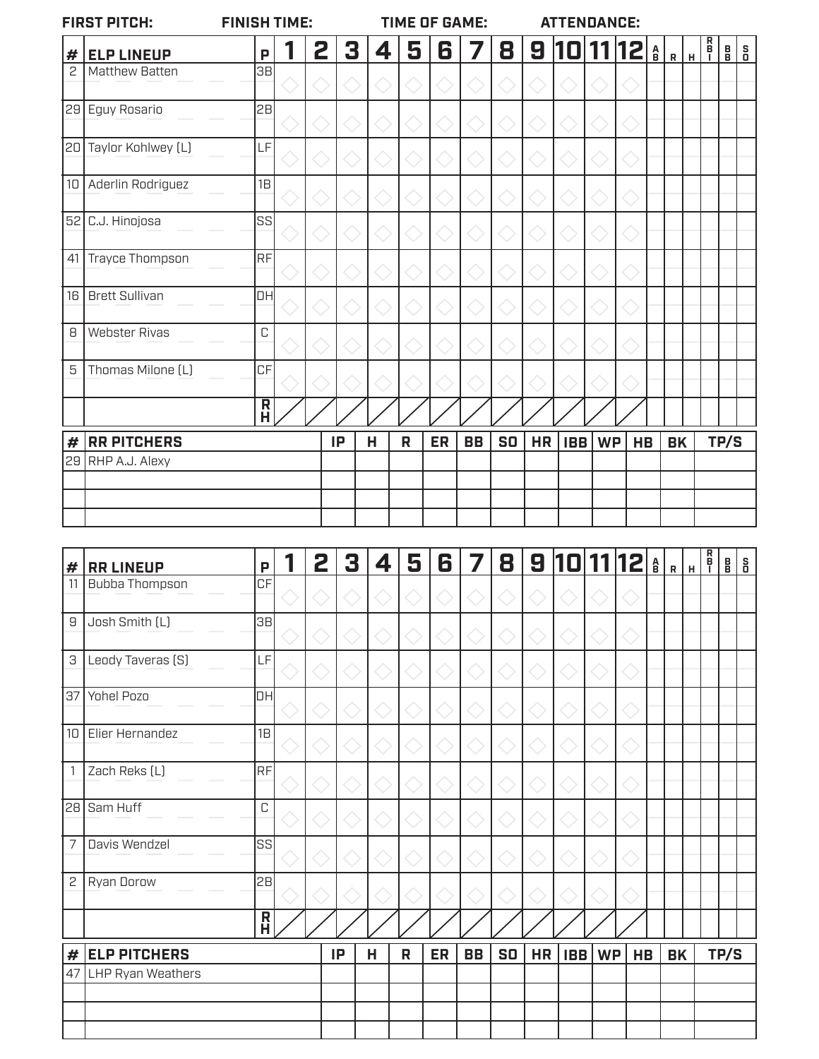**FIRST PITCH:** **FINISH TIME:** **TIME OF GAME:** **ATTENDANCE:**

| # | ELP LINEUP | P | 1 | 2 | 3 | 4 | 5 | 6 | 7 | 8 | 9 | 10 | 11 | 12 | AB | R | H | RBI | BB | SO |
|---|---|---|---|---|---|---|---|---|---|---|---|---|---|---|---|---|---|---|---|---|
| 2 | Matthew Batten | 3B | | | | | | | | | | | | | | | | | | |
| 29 | Eguy Rosario | 2B | | | | | | | | | | | | | | | | | | |
| 20 | Taylor Kohlwey (L) | LF | | | | | | | | | | | | | | | | | | |
| 10 | Aderlin Rodriguez | 1B | | | | | | | | | | | | | | | | | | |
| 52 | C.J. Hinojosa | SS | | | | | | | | | | | | | | | | | | |
| 41 | Trayce Thompson | RF | | | | | | | | | | | | | | | | | | |
| 16 | Brett Sullivan | DH | | | | | | | | | | | | | | | | | | |
| 8 | Webster Rivas | C | | | | | | | | | | | | | | | | | | |
| 5 | Thomas Milone (L) | CF | | | | | | | | | | | | | | | | | | |
| | | R H | | | | | | | | | | | | | | | | | | |

| # | RR PITCHERS | IP | H | R | ER | BB | SO | HR | IBB | WP | HB | BK | TP/S |
|---|---|---|---|---|---|---|---|---|---|---|---|---|---|
| 29 | RHP A.J. Alexy | | | | | | | | | | | | |
| | | | | | | | | | | | | | |
| | | | | | | | | | | | | | |
| | | | | | | | | | | | | | |

| # | RR LINEUP | P | 1 | 2 | 3 | 4 | 5 | 6 | 7 | 8 | 9 | 10 | 11 | 12 | AB | R | H | RBI | BB | SO |
|---|---|---|---|---|---|---|---|---|---|---|---|---|---|---|---|---|---|---|---|---|
| 11 | Bubba Thompson | CF | | | | | | | | | | | | | | | | | | |
| 9 | Josh Smith (L) | 3B | | | | | | | | | | | | | | | | | | |
| 3 | Leody Taveras (S) | LF | | | | | | | | | | | | | | | | | | |
| 37 | Yohel Pozo | DH | | | | | | | | | | | | | | | | | | |
| 10 | Elier Hernandez | 1B | | | | | | | | | | | | | | | | | | |
| 1 | Zach Reks (L) | RF | | | | | | | | | | | | | | | | | | |
| 28 | Sam Huff | C | | | | | | | | | | | | | | | | | | |
| 7 | Davis Wendzel | SS | | | | | | | | | | | | | | | | | | |
| 2 | Ryan Dorow | 2B | | | | | | | | | | | | | | | | | | |
| | | R H | | | | | | | | | | | | | | | | | | |

| # | ELP PITCHERS | IP | H | R | ER | BB | SO | HR | IBB | WP | HB | BK | TP/S |
|---|---|---|---|---|---|---|---|---|---|---|---|---|---|
| 47 | LHP Ryan Weathers | | | | | | | | | | | | |
| | | | | | | | | | | | | | |
| | | | | | | | | | | | | | |
| | | | | | | | | | | | | | |